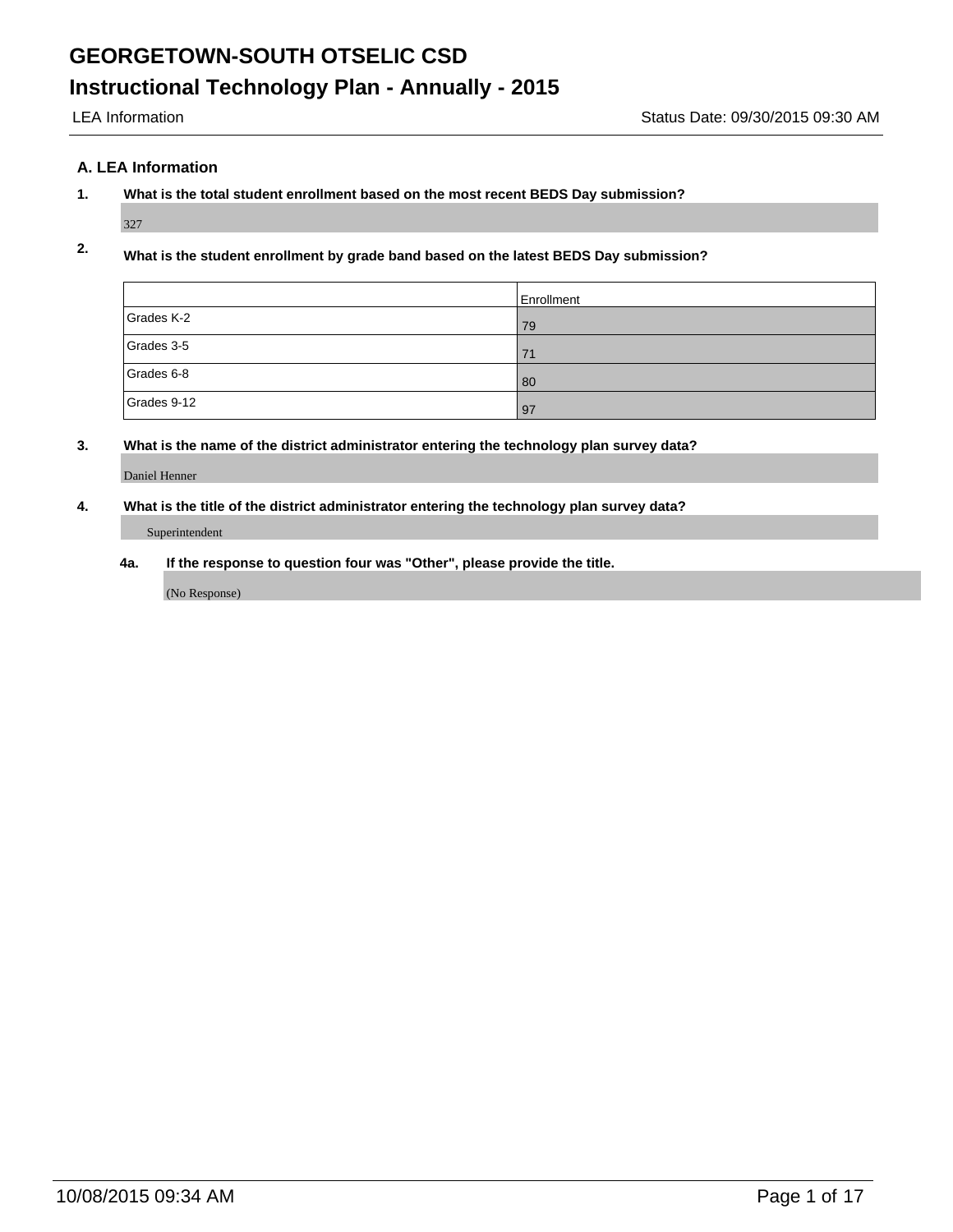# GEORGETOWN-SOUTH OTSELIC CSD

## Instructional Technology Plan - Annually - 2015

LEA Information Status Date: 09/30/2015 09:30 AM

### A. LEA Information

**1. What is the total student enrollment based on the most recent BEDS Day submission?**

327

**2. What is the student enrollment by grade band based on the latest BEDS Day submission?**

| | Enrollment |
|---|---|
| Grades K-2 | 79 |
| Grades 3-5 | 71 |
| Grades 6-8 | 80 |
| Grades 9-12 | 97 |

**3. What is the name of the district administrator entering the technology plan survey data?**

Daniel Henner

**4. What is the title of the district administrator entering the technology plan survey data?**

Superintendent

**4a. If the response to question four was "Other", please provide the title.**

(No Response)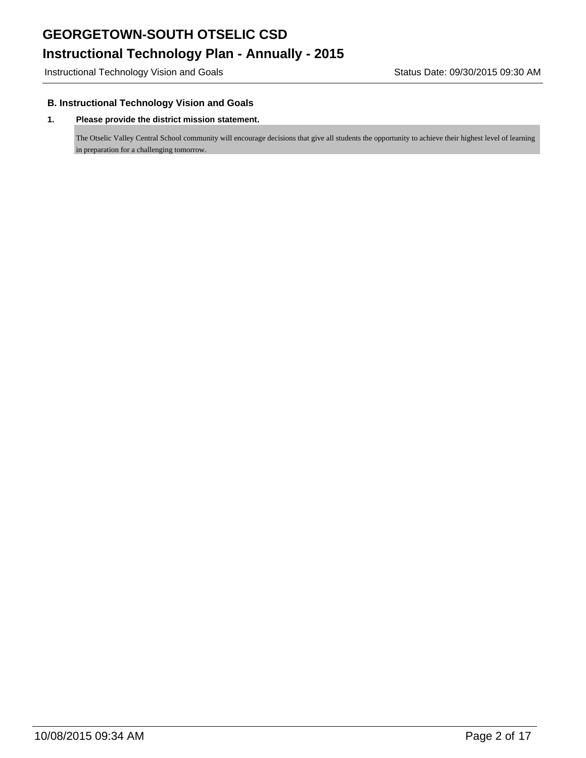## B. Instructional Technology Vision and Goals

**1. Please provide the district mission statement.**

The Otselic Valley Central School community will encourage decisions that give all students the opportunity to achieve their highest level of learning in preparation for a challenging tomorrow.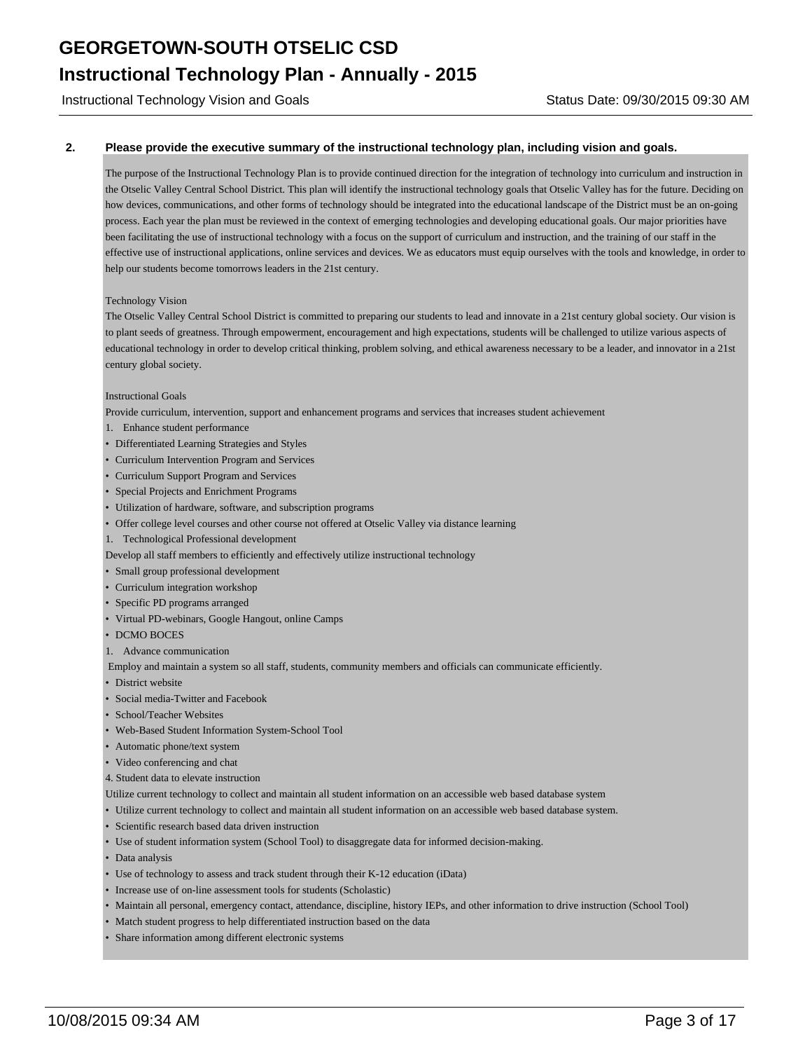**2. Please provide the executive summary of the instructional technology plan, including vision and goals.**

The purpose of the Instructional Technology Plan is to provide continued direction for the integration of technology into curriculum and instruction in the Otselic Valley Central School District. This plan will identify the instructional technology goals that Otselic Valley has for the future. Deciding on how devices, communications, and other forms of technology should be integrated into the educational landscape of the District must be an on-going process. Each year the plan must be reviewed in the context of emerging technologies and developing educational goals. Our major priorities have been facilitating the use of instructional technology with a focus on the support of curriculum and instruction, and the training of our staff in the effective use of instructional applications, online services and devices. We as educators must equip ourselves with the tools and knowledge, in order to help our students become tomorrows leaders in the 21st century.

Technology Vision

The Otselic Valley Central School District is committed to preparing our students to lead and innovate in a 21st century global society. Our vision is to plant seeds of greatness. Through empowerment, encouragement and high expectations, students will be challenged to utilize various aspects of educational technology in order to develop critical thinking, problem solving, and ethical awareness necessary to be a leader, and innovator in a 21st century global society.

Instructional Goals

Provide curriculum, intervention, support and enhancement programs and services that increases student achievement

1. Enhance student performance

- Differentiated Learning Strategies and Styles
- Curriculum Intervention Program and Services
- Curriculum Support Program and Services
- Special Projects and Enrichment Programs
- Utilization of hardware, software, and subscription programs
- Offer college level courses and other course not offered at Otselic Valley via distance learning

1. Technological Professional development

Develop all staff members to efficiently and effectively utilize instructional technology

- Small group professional development
- Curriculum integration workshop
- Specific PD programs arranged
- Virtual PD-webinars, Google Hangout, online Camps
- DCMO BOCES

1. Advance communication

Employ and maintain a system so all staff, students, community members and officials can communicate efficiently.

- District website
- Social media-Twitter and Facebook
- School/Teacher Websites
- Web-Based Student Information System-School Tool
- Automatic phone/text system
- Video conferencing and chat

4. Student data to elevate instruction

Utilize current technology to collect and maintain all student information on an accessible web based database system

- Utilize current technology to collect and maintain all student information on an accessible web based database system.
- Scientific research based data driven instruction
- Use of student information system (School Tool) to disaggregate data for informed decision-making.
- Data analysis
- Use of technology to assess and track student through their K-12 education (iData)
- Increase use of on-line assessment tools for students (Scholastic)
- Maintain all personal, emergency contact, attendance, discipline, history IEPs, and other information to drive instruction (School Tool)
- Match student progress to help differentiated instruction based on the data
- Share information among different electronic systems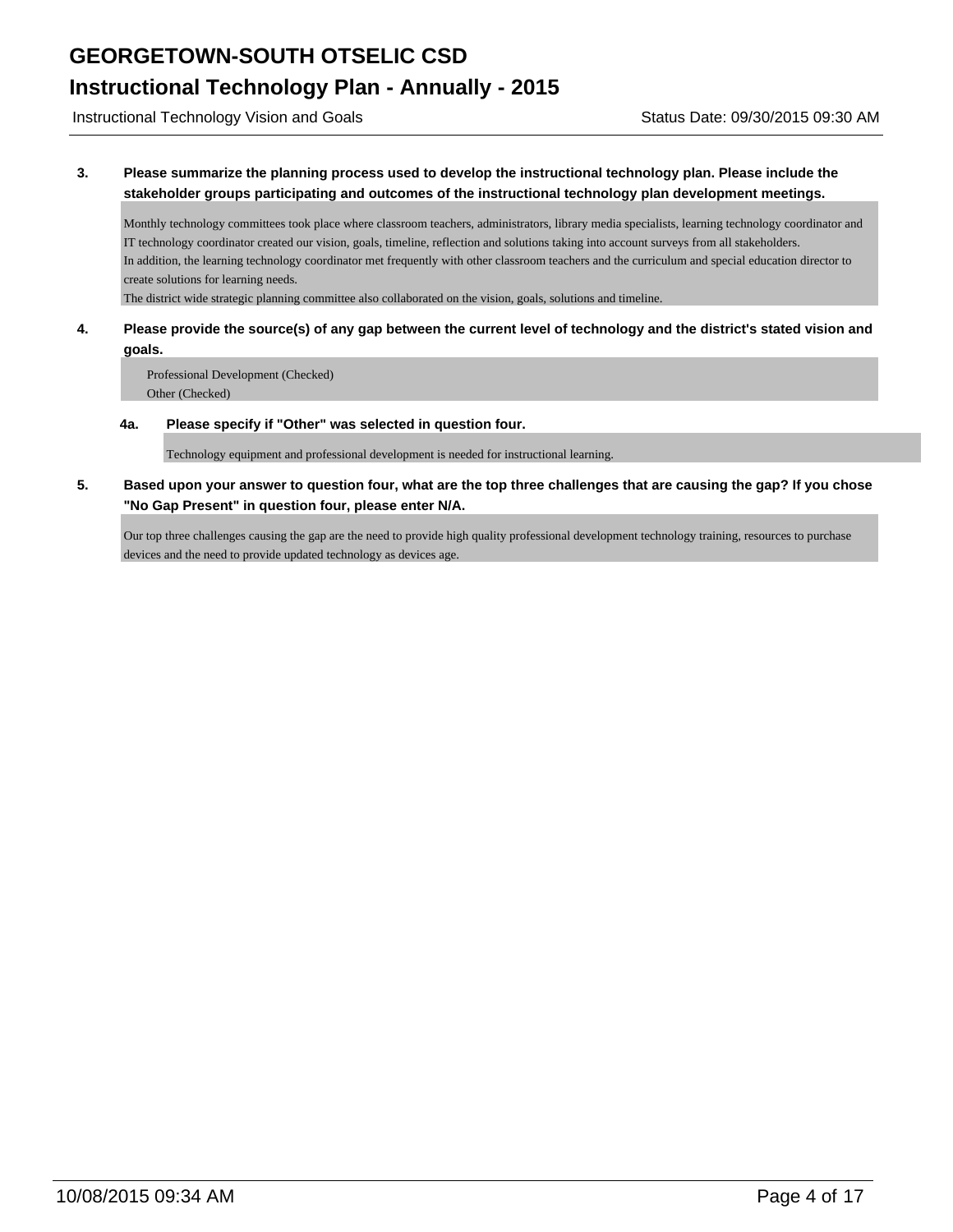# GEORGETOWN-SOUTH OTSELIC CSD

## Instructional Technology Plan - Annually - 2015

Instructional Technology Vision and Goals

Status Date: 09/30/2015 09:30 AM

**3. Please summarize the planning process used to develop the instructional technology plan. Please include the stakeholder groups participating and outcomes of the instructional technology plan development meetings.**

Monthly technology committees took place where classroom teachers, administrators, library media specialists, learning technology coordinator and IT technology coordinator created our vision, goals, timeline, reflection and solutions taking into account surveys from all stakeholders.
In addition, the learning technology coordinator met frequently with other classroom teachers and the curriculum and special education director to create solutions for learning needs.
The district wide strategic planning committee also collaborated on the vision, goals, solutions and timeline.

**4. Please provide the source(s) of any gap between the current level of technology and the district's stated vision and goals.**

Professional Development (Checked)
Other (Checked)

**4a. Please specify if "Other" was selected in question four.**

Technology equipment and professional development is needed for instructional learning.

**5. Based upon your answer to question four, what are the top three challenges that are causing the gap? If you chose "No Gap Present" in question four, please enter N/A.**

Our top three challenges causing the gap are the need to provide high quality professional development technology training, resources to purchase devices and the need to provide updated technology as devices age.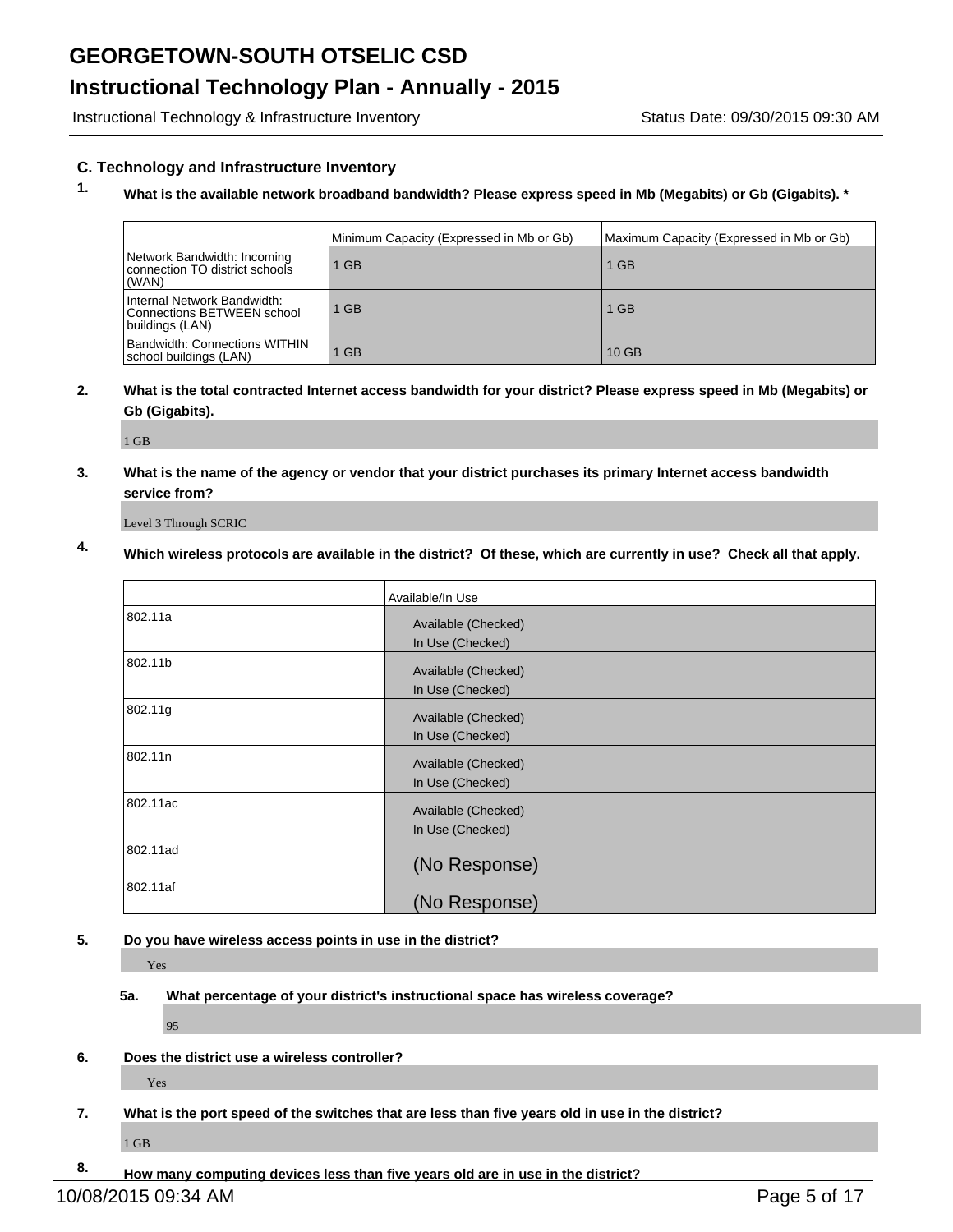## C. Technology and Infrastructure Inventory

**1. What is the available network broadband bandwidth? Please express speed in Mb (Megabits) or Gb (Gigabits). \***

| | Minimum Capacity (Expressed in Mb or Gb) | Maximum Capacity (Expressed in Mb or Gb) |
|---|---|---|
| Network Bandwidth: Incoming connection TO district schools (WAN) | 1 GB | 1 GB |
| Internal Network Bandwidth: Connections BETWEEN school buildings (LAN) | 1 GB | 1 GB |
| Bandwidth: Connections WITHIN school buildings (LAN) | 1 GB | 10 GB |

**2. What is the total contracted Internet access bandwidth for your district? Please express speed in Mb (Megabits) or Gb (Gigabits).**

1 GB

**3. What is the name of the agency or vendor that your district purchases its primary Internet access bandwidth service from?**

Level 3 Through SCRIC

**4. Which wireless protocols are available in the district? Of these, which are currently in use? Check all that apply.**

| | Available/In Use |
|---|---|
| 802.11a | Available (Checked)<br>In Use (Checked) |
| 802.11b | Available (Checked)<br>In Use (Checked) |
| 802.11g | Available (Checked)<br>In Use (Checked) |
| 802.11n | Available (Checked)<br>In Use (Checked) |
| 802.11ac | Available (Checked)<br>In Use (Checked) |
| 802.11ad | (No Response) |
| 802.11af | (No Response) |

**5. Do you have wireless access points in use in the district?**

Yes

**5a. What percentage of your district's instructional space has wireless coverage?**

95

**6. Does the district use a wireless controller?**

Yes

**7. What is the port speed of the switches that are less than five years old in use in the district?**

1 GB

**8. How many computing devices less than five years old are in use in the district?**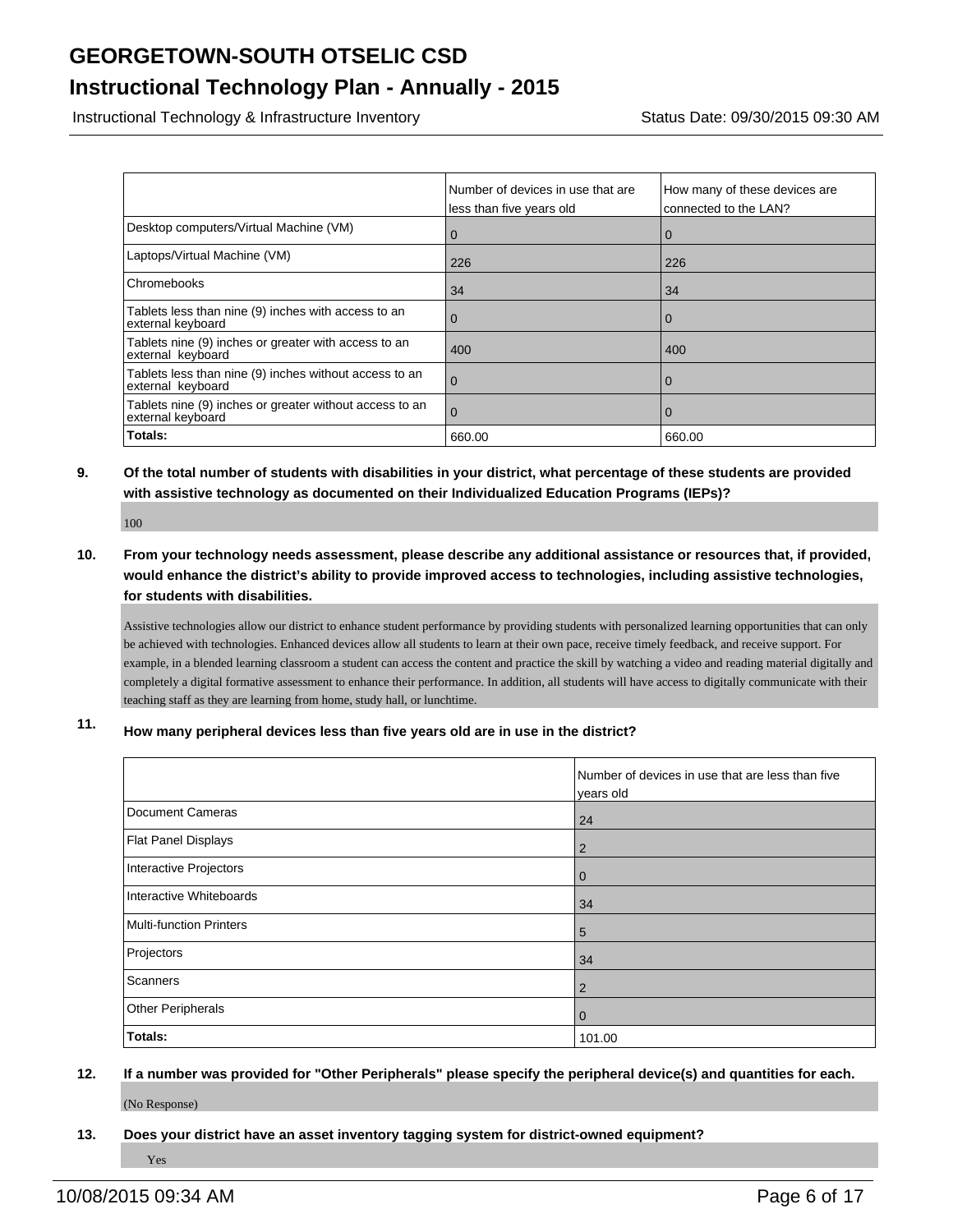# GEORGETOWN-SOUTH OTSELIC CSD

## Instructional Technology Plan - Annually - 2015

Instructional Technology & Infrastructure Inventory                Status Date: 09/30/2015 09:30 AM

| | Number of devices in use that are less than five years old | How many of these devices are connected to the LAN? |
|---|---|---|
| Desktop computers/Virtual Machine (VM) | 0 | 0 |
| Laptops/Virtual Machine (VM) | 226 | 226 |
| Chromebooks | 34 | 34 |
| Tablets less than nine (9) inches with access to an external keyboard | 0 | 0 |
| Tablets nine (9) inches or greater with access to an external keyboard | 400 | 400 |
| Tablets less than nine (9) inches without access to an external keyboard | 0 | 0 |
| Tablets nine (9) inches or greater without access to an external keyboard | 0 | 0 |
| **Totals:** | 660.00 | 660.00 |

**9. Of the total number of students with disabilities in your district, what percentage of these students are provided with assistive technology as documented on their Individualized Education Programs (IEPs)?**

100

**10. From your technology needs assessment, please describe any additional assistance or resources that, if provided, would enhance the district's ability to provide improved access to technologies, including assistive technologies, for students with disabilities.**

Assistive technologies allow our district to enhance student performance by providing students with personalized learning opportunities that can only be achieved with technologies. Enhanced devices allow all students to learn at their own pace, receive timely feedback, and receive support. For example, in a blended learning classroom a student can access the content and practice the skill by watching a video and reading material digitally and completely a digital formative assessment to enhance their performance. In addition, all students will have access to digitally communicate with their teaching staff as they are learning from home, study hall, or lunchtime.

**11. How many peripheral devices less than five years old are in use in the district?**

| | Number of devices in use that are less than five years old |
|---|---|
| Document Cameras | 24 |
| Flat Panel Displays | 2 |
| Interactive Projectors | 0 |
| Interactive Whiteboards | 34 |
| Multi-function Printers | 5 |
| Projectors | 34 |
| Scanners | 2 |
| Other Peripherals | 0 |
| **Totals:** | 101.00 |

**12. If a number was provided for "Other Peripherals" please specify the peripheral device(s) and quantities for each.**

(No Response)

**13. Does your district have an asset inventory tagging system for district-owned equipment?**

Yes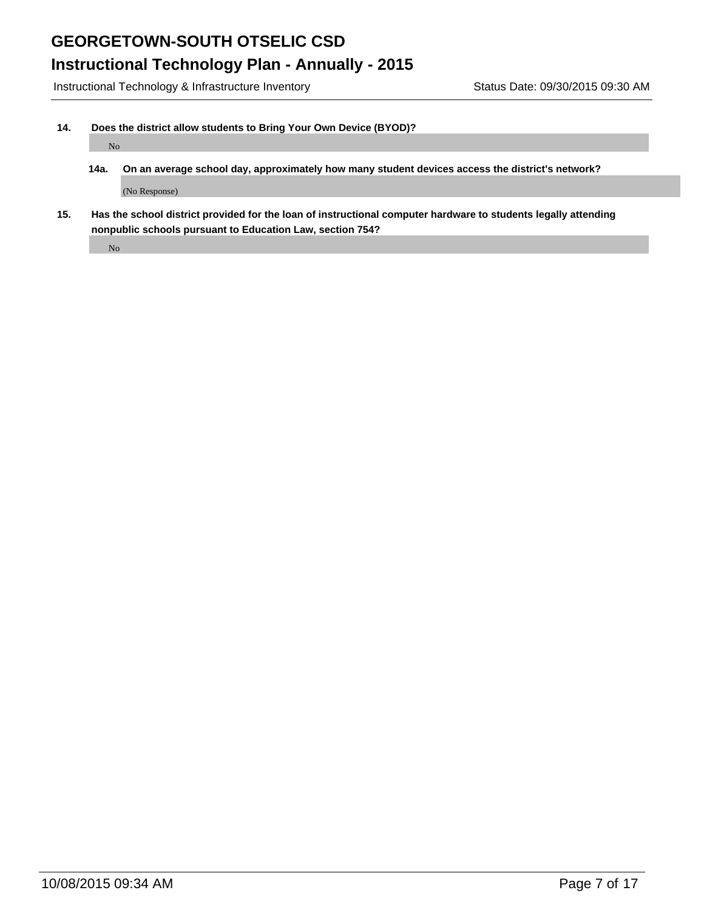**14. Does the district allow students to Bring Your Own Device (BYOD)?**

No

**14a. On an average school day, approximately how many student devices access the district's network?**

(No Response)

**15. Has the school district provided for the loan of instructional computer hardware to students legally attending nonpublic schools pursuant to Education Law, section 754?**

No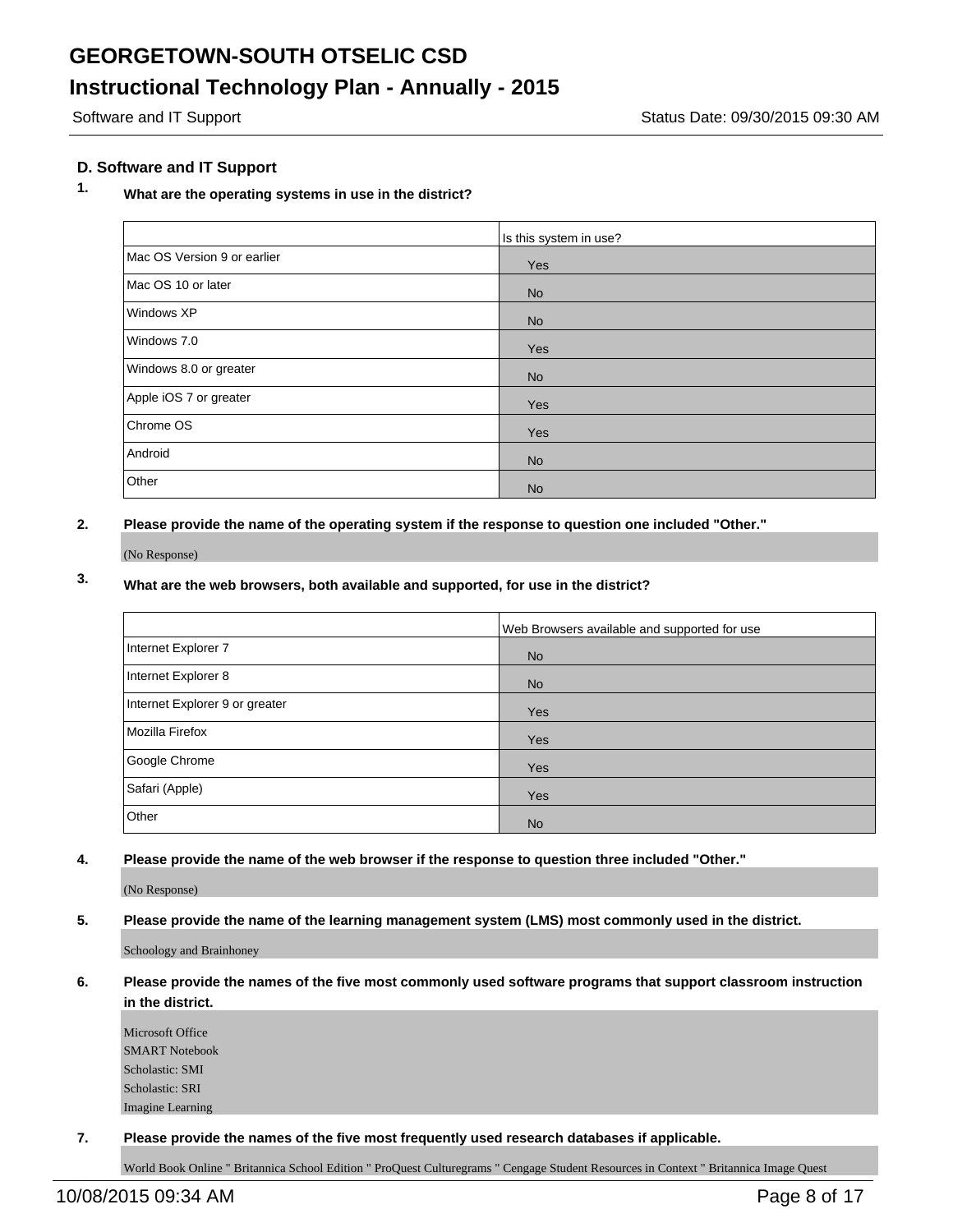## D. Software and IT Support

**1. What are the operating systems in use in the district?**

| | Is this system in use? |
|---|---|
| Mac OS Version 9 or earlier | Yes |
| Mac OS 10 or later | No |
| Windows XP | No |
| Windows 7.0 | Yes |
| Windows 8.0 or greater | No |
| Apple iOS 7 or greater | Yes |
| Chrome OS | Yes |
| Android | No |
| Other | No |

**2. Please provide the name of the operating system if the response to question one included "Other."**

(No Response)

**3. What are the web browsers, both available and supported, for use in the district?**

| | Web Browsers available and supported for use |
|---|---|
| Internet Explorer 7 | No |
| Internet Explorer 8 | No |
| Internet Explorer 9 or greater | Yes |
| Mozilla Firefox | Yes |
| Google Chrome | Yes |
| Safari (Apple) | Yes |
| Other | No |

**4. Please provide the name of the web browser if the response to question three included "Other."**

(No Response)

**5. Please provide the name of the learning management system (LMS) most commonly used in the district.**

Schoology and Brainhoney

**6. Please provide the names of the five most commonly used software programs that support classroom instruction in the district.**

Microsoft Office
SMART Notebook
Scholastic: SMI
Scholastic: SRI
Imagine Learning

**7. Please provide the names of the five most frequently used research databases if applicable.**

World Book Online " Britannica School Edition " ProQuest Culturegrams " Cengage Student Resources in Context " Britannica Image Quest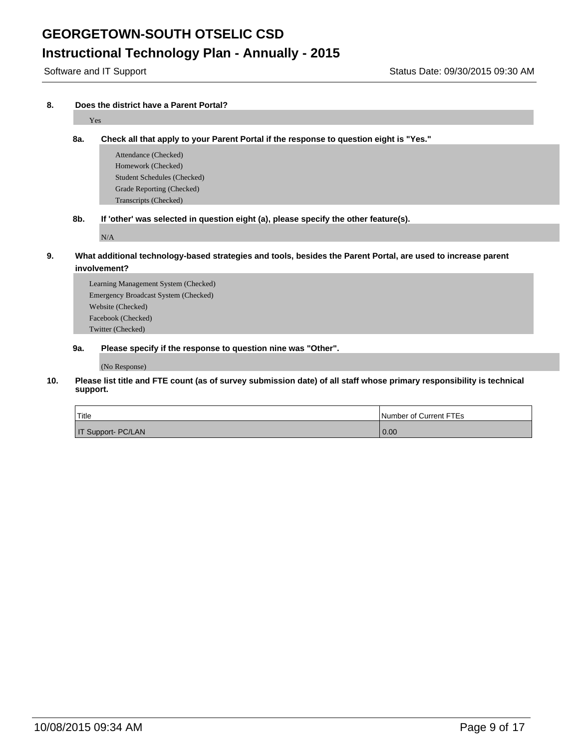# GEORGETOWN-SOUTH OTSELIC CSD

## Instructional Technology Plan - Annually - 2015

Software and IT Support | Status Date: 09/30/2015 09:30 AM

**8. Does the district have a Parent Portal?**

Yes

**8a. Check all that apply to your Parent Portal if the response to question eight is "Yes."**

Attendance (Checked)
Homework (Checked)
Student Schedules (Checked)
Grade Reporting (Checked)
Transcripts (Checked)

**8b. If 'other' was selected in question eight (a), please specify the other feature(s).**

N/A

**9. What additional technology-based strategies and tools, besides the Parent Portal, are used to increase parent involvement?**

Learning Management System (Checked)
Emergency Broadcast System (Checked)
Website (Checked)
Facebook (Checked)
Twitter (Checked)

**9a. Please specify if the response to question nine was "Other".**

(No Response)

**10. Please list title and FTE count (as of survey submission date) of all staff whose primary responsibility is technical support.**

| Title | Number of Current FTEs |
|---|---|
| IT Support- PC/LAN | 0.00 |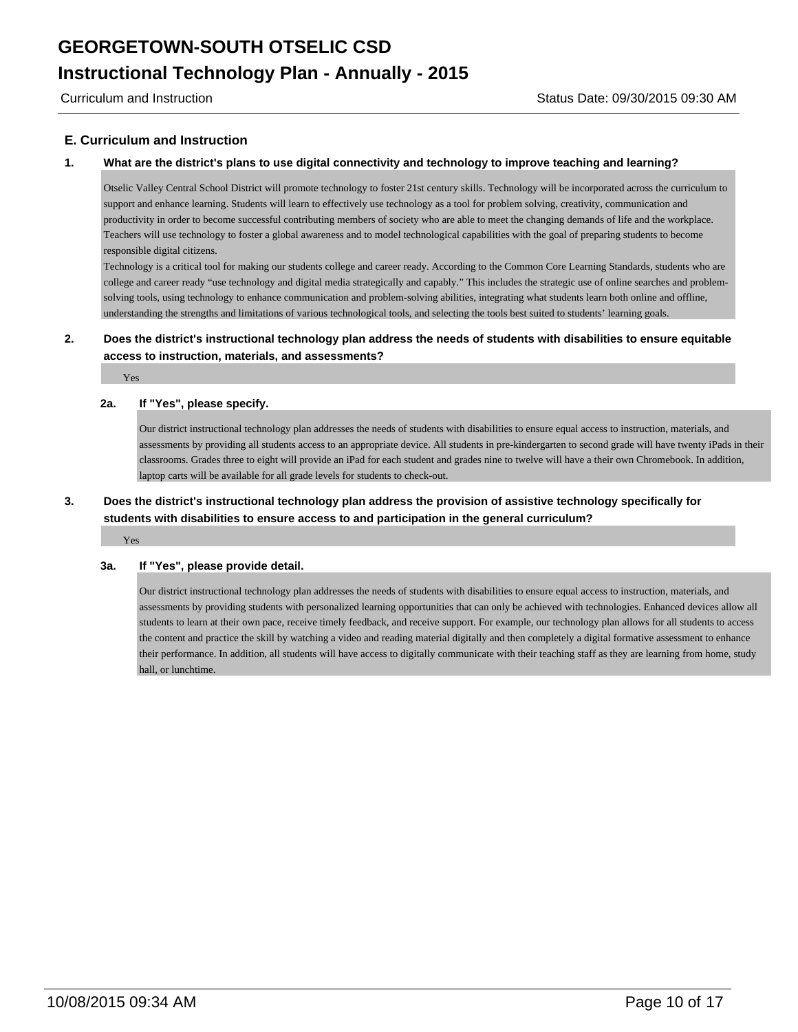## E. Curriculum and Instruction

**1. What are the district's plans to use digital connectivity and technology to improve teaching and learning?**

Otselic Valley Central School District will promote technology to foster 21st century skills. Technology will be incorporated across the curriculum to support and enhance learning. Students will learn to effectively use technology as a tool for problem solving, creativity, communication and productivity in order to become successful contributing members of society who are able to meet the changing demands of life and the workplace. Teachers will use technology to foster a global awareness and to model technological capabilities with the goal of preparing students to become responsible digital citizens.
Technology is a critical tool for making our students college and career ready. According to the Common Core Learning Standards, students who are college and career ready "use technology and digital media strategically and capably." This includes the strategic use of online searches and problem-solving tools, using technology to enhance communication and problem-solving abilities, integrating what students learn both online and offline, understanding the strengths and limitations of various technological tools, and selecting the tools best suited to students' learning goals.

**2. Does the district's instructional technology plan address the needs of students with disabilities to ensure equitable access to instruction, materials, and assessments?**

Yes

**2a. If "Yes", please specify.**

Our district instructional technology plan addresses the needs of students with disabilities to ensure equal access to instruction, materials, and assessments by providing all students access to an appropriate device. All students in pre-kindergarten to second grade will have twenty iPads in their classrooms. Grades three to eight will provide an iPad for each student and grades nine to twelve will have a their own Chromebook. In addition, laptop carts will be available for all grade levels for students to check-out.

**3. Does the district's instructional technology plan address the provision of assistive technology specifically for students with disabilities to ensure access to and participation in the general curriculum?**

Yes

**3a. If "Yes", please provide detail.**

Our district instructional technology plan addresses the needs of students with disabilities to ensure equal access to instruction, materials, and assessments by providing students with personalized learning opportunities that can only be achieved with technologies. Enhanced devices allow all students to learn at their own pace, receive timely feedback, and receive support. For example, our technology plan allows for all students to access the content and practice the skill by watching a video and reading material digitally and then completely a digital formative assessment to enhance their performance. In addition, all students will have access to digitally communicate with their teaching staff as they are learning from home, study hall, or lunchtime.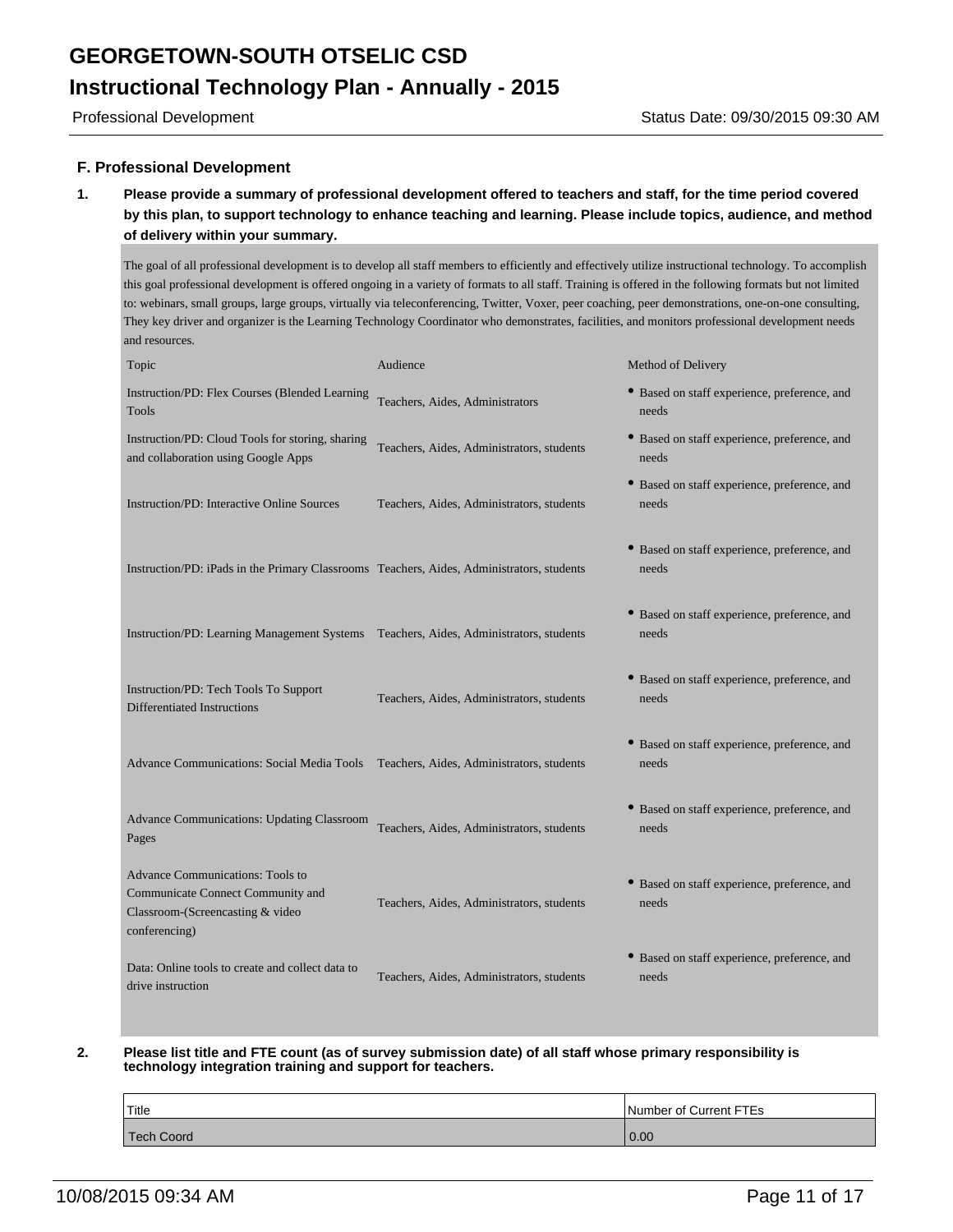## F. Professional Development

**1. Please provide a summary of professional development offered to teachers and staff, for the time period covered by this plan, to support technology to enhance teaching and learning. Please include topics, audience, and method of delivery within your summary.**

The goal of all professional development is to develop all staff members to efficiently and effectively utilize instructional technology. To accomplish this goal professional development is offered ongoing in a variety of formats to all staff. Training is offered in the following formats but not limited to: webinars, small groups, large groups, virtually via teleconferencing, Twitter, Voxer, peer coaching, peer demonstrations, one-on-one consulting, They key driver and organizer is the Learning Technology Coordinator who demonstrates, facilities, and monitors professional development needs and resources.

| Topic | Audience | Method of Delivery |
|---|---|---|
| Instruction/PD: Flex Courses (Blended Learning Tools | Teachers, Aides, Administrators | • Based on staff experience, preference, and needs |
| Instruction/PD: Cloud Tools for storing, sharing and collaboration using Google Apps | Teachers, Aides, Administrators, students | • Based on staff experience, preference, and needs |
| Instruction/PD: Interactive Online Sources | Teachers, Aides, Administrators, students | • Based on staff experience, preference, and needs |
| Instruction/PD: iPads in the Primary Classrooms | Teachers, Aides, Administrators, students | • Based on staff experience, preference, and needs |
| Instruction/PD: Learning Management Systems | Teachers, Aides, Administrators, students | • Based on staff experience, preference, and needs |
| Instruction/PD: Tech Tools To Support Differentiated Instructions | Teachers, Aides, Administrators, students | • Based on staff experience, preference, and needs |
| Advance Communications: Social Media Tools | Teachers, Aides, Administrators, students | • Based on staff experience, preference, and needs |
| Advance Communications: Updating Classroom Pages | Teachers, Aides, Administrators, students | • Based on staff experience, preference, and needs |
| Advance Communications: Tools to Communicate Connect Community and Classroom-(Screencasting & video conferencing) | Teachers, Aides, Administrators, students | • Based on staff experience, preference, and needs |
| Data: Online tools to create and collect data to drive instruction | Teachers, Aides, Administrators, students | • Based on staff experience, preference, and needs |

**2. Please list title and FTE count (as of survey submission date) of all staff whose primary responsibility is technology integration training and support for teachers.**

| Title | Number of Current FTEs |
|---|---|
| Tech Coord | 0.00 |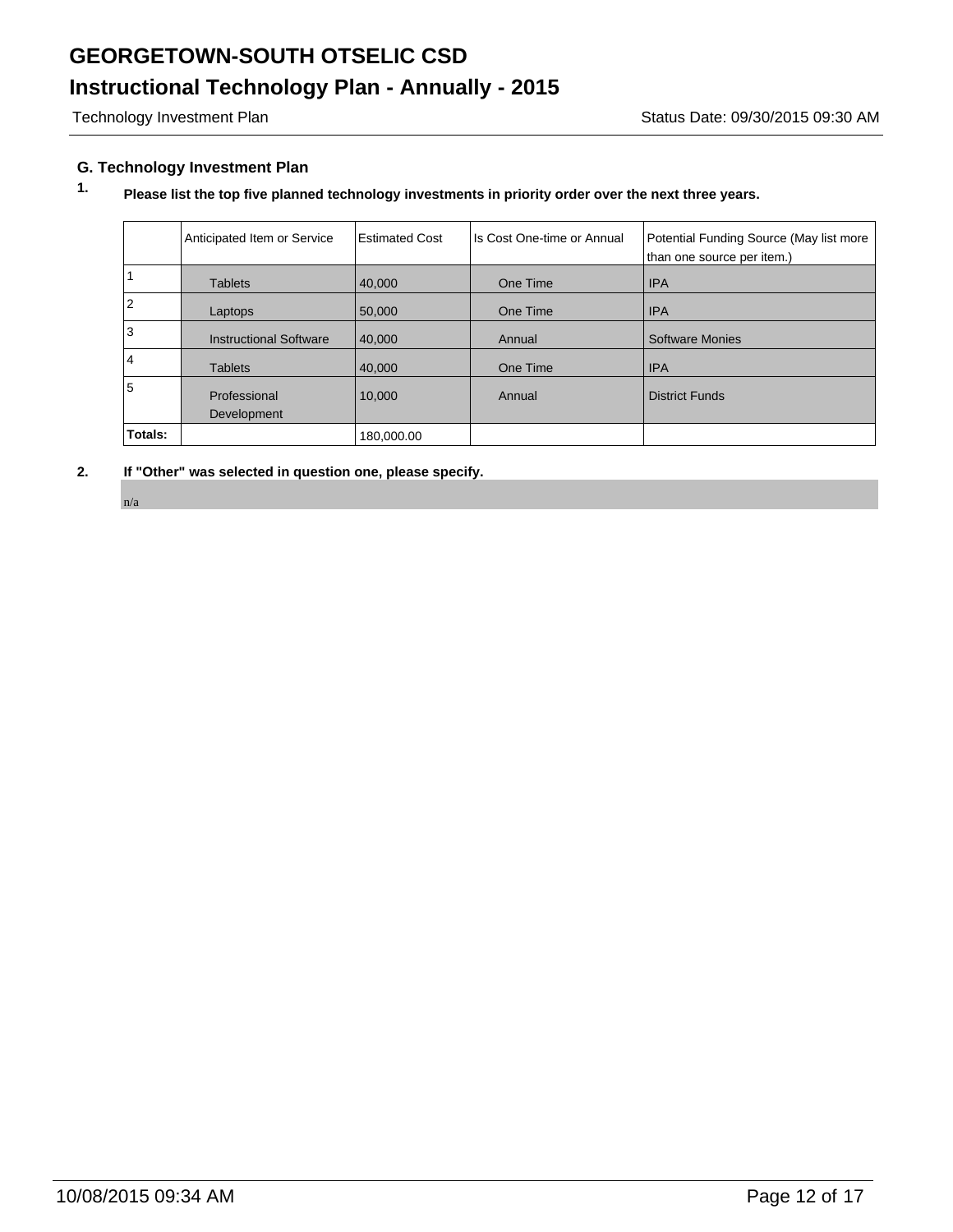# GEORGETOWN-SOUTH OTSELIC CSD

## Instructional Technology Plan - Annually - 2015

Technology Investment Plan    Status Date: 09/30/2015 09:30 AM

### G. Technology Investment Plan

**1. Please list the top five planned technology investments in priority order over the next three years.**

| | Anticipated Item or Service | Estimated Cost | Is Cost One-time or Annual | Potential Funding Source (May list more than one source per item.) |
|---|---|---|---|---|
| 1 | Tablets | 40,000 | One Time | IPA |
| 2 | Laptops | 50,000 | One Time | IPA |
| 3 | Instructional Software | 40,000 | Annual | Software Monies |
| 4 | Tablets | 40,000 | One Time | IPA |
| 5 | Professional Development | 10,000 | Annual | District Funds |
| **Totals:** | | 180,000.00 | | |

**2. If "Other" was selected in question one, please specify.**

n/a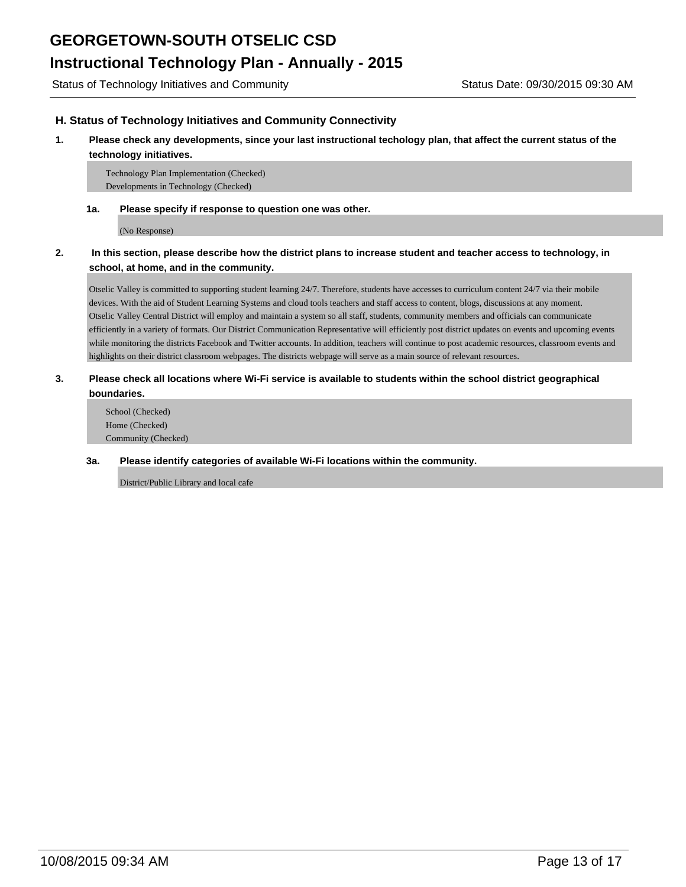## H. Status of Technology Initiatives and Community Connectivity

**1. Please check any developments, since your last instructional techology plan, that affect the current status of the technology initiatives.**

Technology Plan Implementation (Checked)
Developments in Technology (Checked)

**1a. Please specify if response to question one was other.**

(No Response)

**2. In this section, please describe how the district plans to increase student and teacher access to technology, in school, at home, and in the community.**

Otselic Valley is committed to supporting student learning 24/7. Therefore, students have accesses to curriculum content 24/7 via their mobile devices. With the aid of Student Learning Systems and cloud tools teachers and staff access to content, blogs, discussions at any moment.
Otselic Valley Central District will employ and maintain a system so all staff, students, community members and officials can communicate efficiently in a variety of formats. Our District Communication Representative will efficiently post district updates on events and upcoming events while monitoring the districts Facebook and Twitter accounts. In addition, teachers will continue to post academic resources, classroom events and highlights on their district classroom webpages. The districts webpage will serve as a main source of relevant resources.

**3. Please check all locations where Wi-Fi service is available to students within the school district geographical boundaries.**

School (Checked)
Home (Checked)
Community (Checked)

**3a. Please identify categories of available Wi-Fi locations within the community.**

District/Public Library and local cafe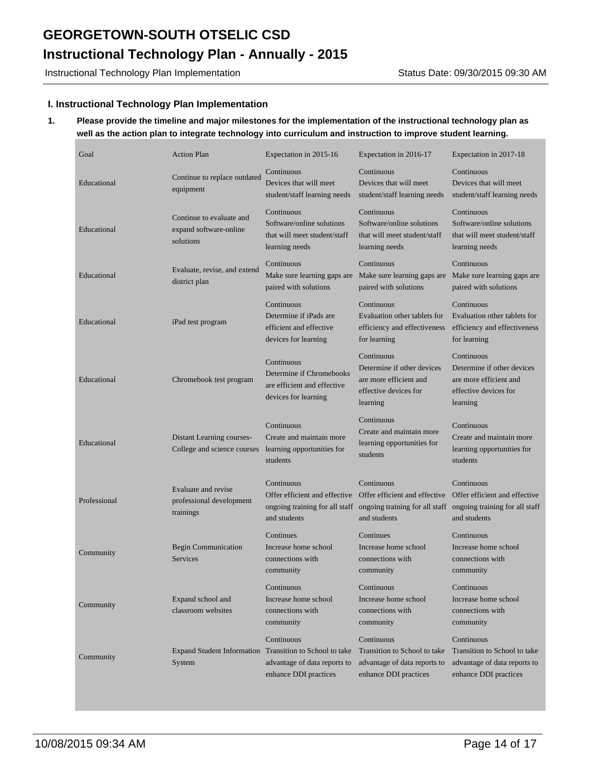## I. Instructional Technology Plan Implementation

**1. Please provide the timeline and major milestones for the implementation of the instructional technology plan as well as the action plan to integrate technology into curriculum and instruction to improve student learning.**

| Goal | Action Plan | Expectation in 2015-16 | Expectation in 2016-17 | Expectation in 2017-18 |
|---|---|---|---|---|
| Educational | Continue to replace outdated equipment | Continuous Devices that will meet student/staff learning needs | Continuous Devices that will meet student/staff learning needs | Continuous Devices that will meet student/staff learning needs |
| Educational | Continue to evaluate and expand software-online solutions | Continuous Software/online solutions that will meet student/staff learning needs | Continuous Software/online solutions that will meet student/staff learning needs | Continuous Software/online solutions that will meet student/staff learning needs |
| Educational | Evaluate, revise, and extend district plan | Continuous Make sure learning gaps are paired with solutions | Continuous Make sure learning gaps are paired with solutions | Continuous Make sure learning gaps are paired with solutions |
| Educational | iPad test program | Continuous Determine if iPads are efficient and effective devices for learning | Continuous Evaluation other tablets for efficiency and effectiveness for learning | Continuous Evaluation other tablets for efficiency and effectiveness for learning |
| Educational | Chromebook test program | Continuous Determine if Chromebooks are efficient and effective devices for learning | Continuous Determine if other devices are more efficient and effective devices for learning | Continuous Determine if other devices are more efficient and effective devices for learning |
| Educational | Distant Learning courses- College and science courses | Continuous Create and maintain more learning opportunities for students | Continuous Create and maintain more learning opportunities for students | Continuous Create and maintain more learning opportunities for students |
| Professional | Evaluate and revise professional development trainings | Continuous Offer efficient and effective ongoing training for all staff and students | Continuous Offer efficient and effective ongoing training for all staff and students | Continuous Offer efficient and effective ongoing training for all staff and students |
| Community | Begin Communication Services | Continues Increase home school connections with community | Continues Increase home school connections with community | Continuous Increase home school connections with community |
| Community | Expand school and classroom websites | Continuous Increase home school connections with community | Continuous Increase home school connections with community | Continuous Increase home school connections with community |
| Community | Expand Student Information System | Continuous Transition to School to take advantage of data reports to enhance DDI practices | Continuous Transition to School to take advantage of data reports to enhance DDI practices | Continuous Transition to School to take advantage of data reports to enhance DDI practices |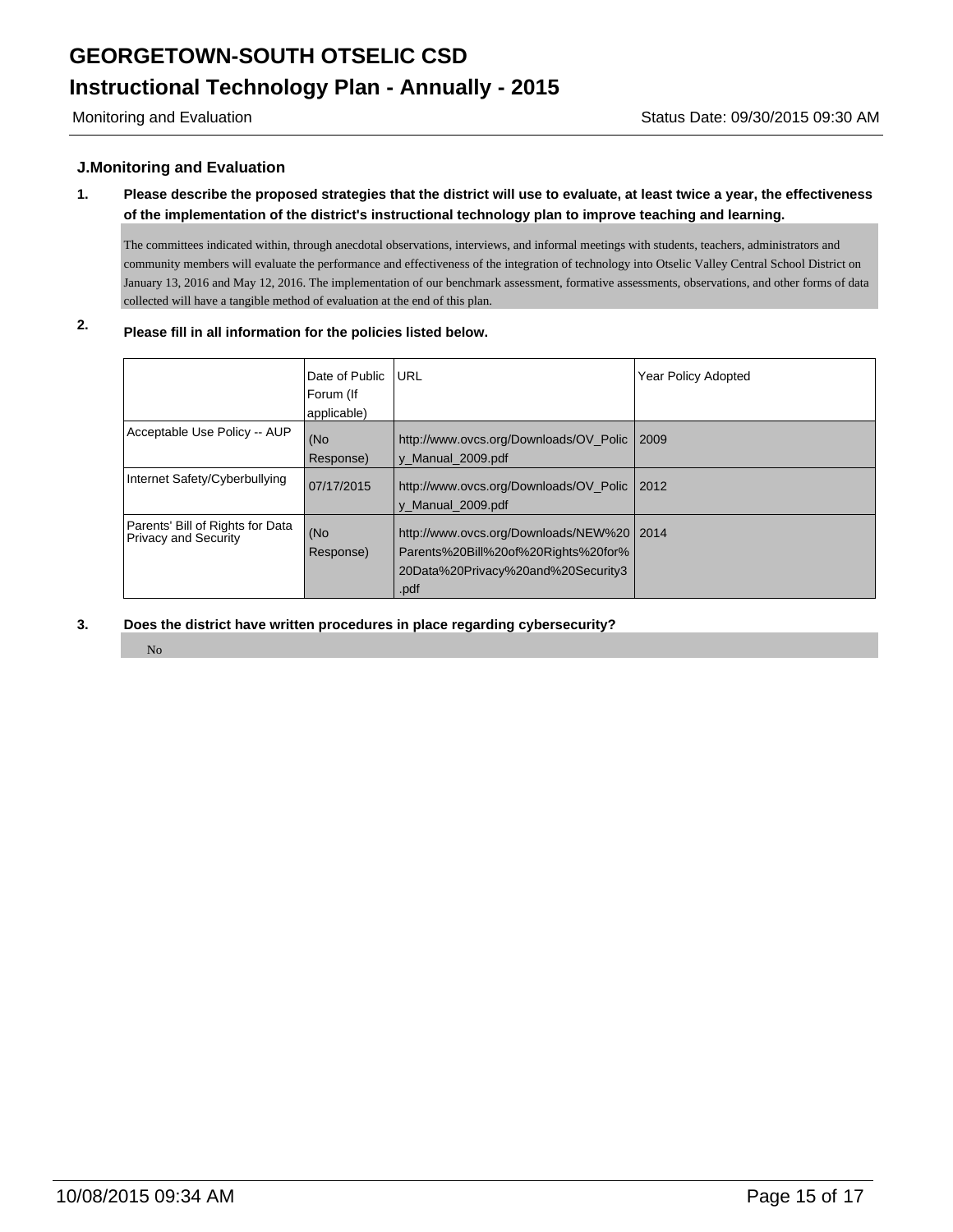## J.Monitoring and Evaluation

**1. Please describe the proposed strategies that the district will use to evaluate, at least twice a year, the effectiveness of the implementation of the district's instructional technology plan to improve teaching and learning.**

The committees indicated within, through anecdotal observations, interviews, and informal meetings with students, teachers, administrators and community members will evaluate the performance and effectiveness of the integration of technology into Otselic Valley Central School District on January 13, 2016 and May 12, 2016. The implementation of our benchmark assessment, formative assessments, observations, and other forms of data collected will have a tangible method of evaluation at the end of this plan.

**2. Please fill in all information for the policies listed below.**

| | Date of Public Forum (If applicable) | URL | Year Policy Adopted |
|---|---|---|---|
| Acceptable Use Policy -- AUP | (No Response) | http://www.ovcs.org/Downloads/OV_Policy_Manual_2009.pdf | 2009 |
| Internet Safety/Cyberbullying | 07/17/2015 | http://www.ovcs.org/Downloads/OV_Policy_Manual_2009.pdf | 2012 |
| Parents' Bill of Rights for Data Privacy and Security | (No Response) | http://www.ovcs.org/Downloads/NEW%20Parents%20Bill%20of%20Rights%20for%20Data%20Privacy%20and%20Security3.pdf | 2014 |

**3. Does the district have written procedures in place regarding cybersecurity?**

No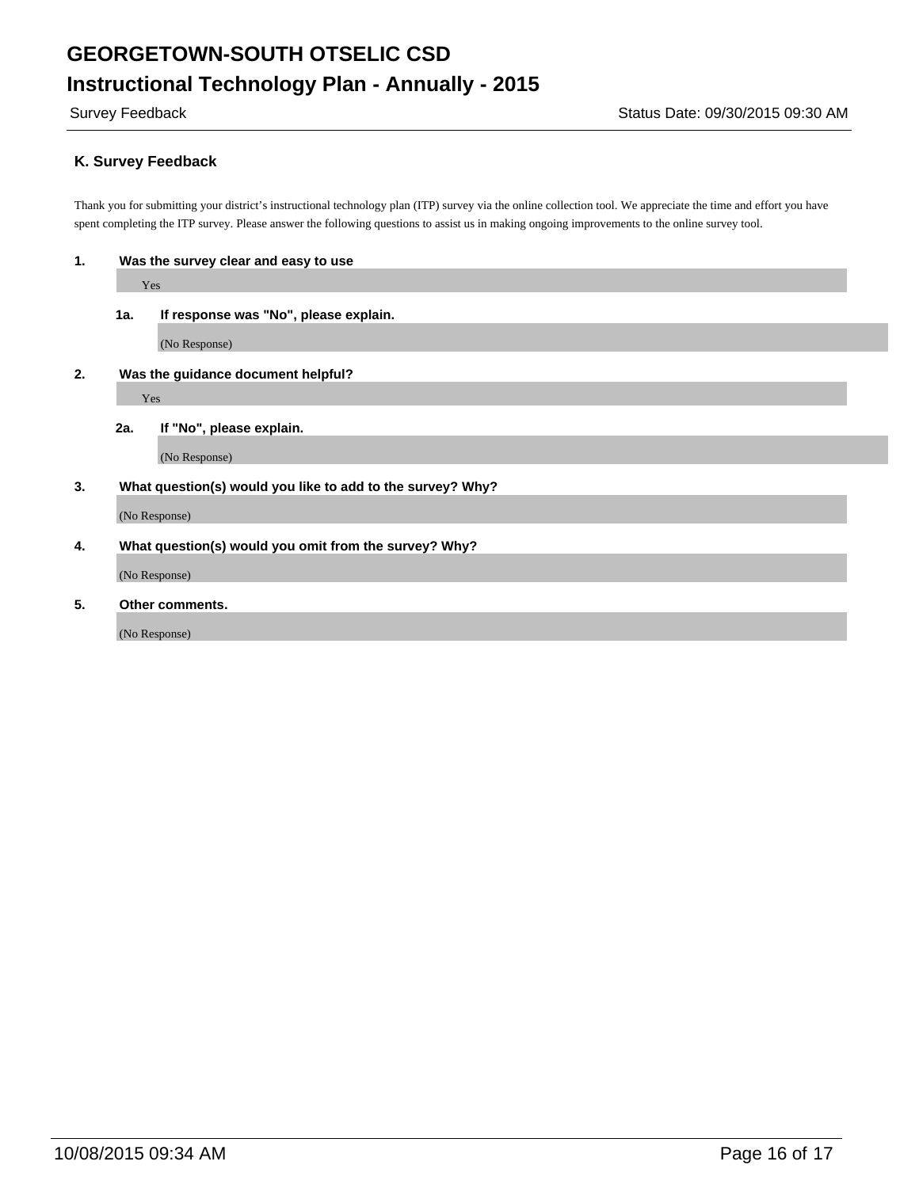# GEORGETOWN-SOUTH OTSELIC CSD

## Instructional Technology Plan - Annually - 2015

Survey Feedback Status Date: 09/30/2015 09:30 AM

### K. Survey Feedback

Thank you for submitting your district's instructional technology plan (ITP) survey via the online collection tool. We appreciate the time and effort you have spent completing the ITP survey. Please answer the following questions to assist us in making ongoing improvements to the online survey tool.

**1. Was the survey clear and easy to use**

Yes

**1a. If response was "No", please explain.**

(No Response)

**2. Was the guidance document helpful?**

Yes

**2a. If "No", please explain.**

(No Response)

**3. What question(s) would you like to add to the survey? Why?**

(No Response)

**4. What question(s) would you omit from the survey? Why?**

(No Response)

**5. Other comments.**

(No Response)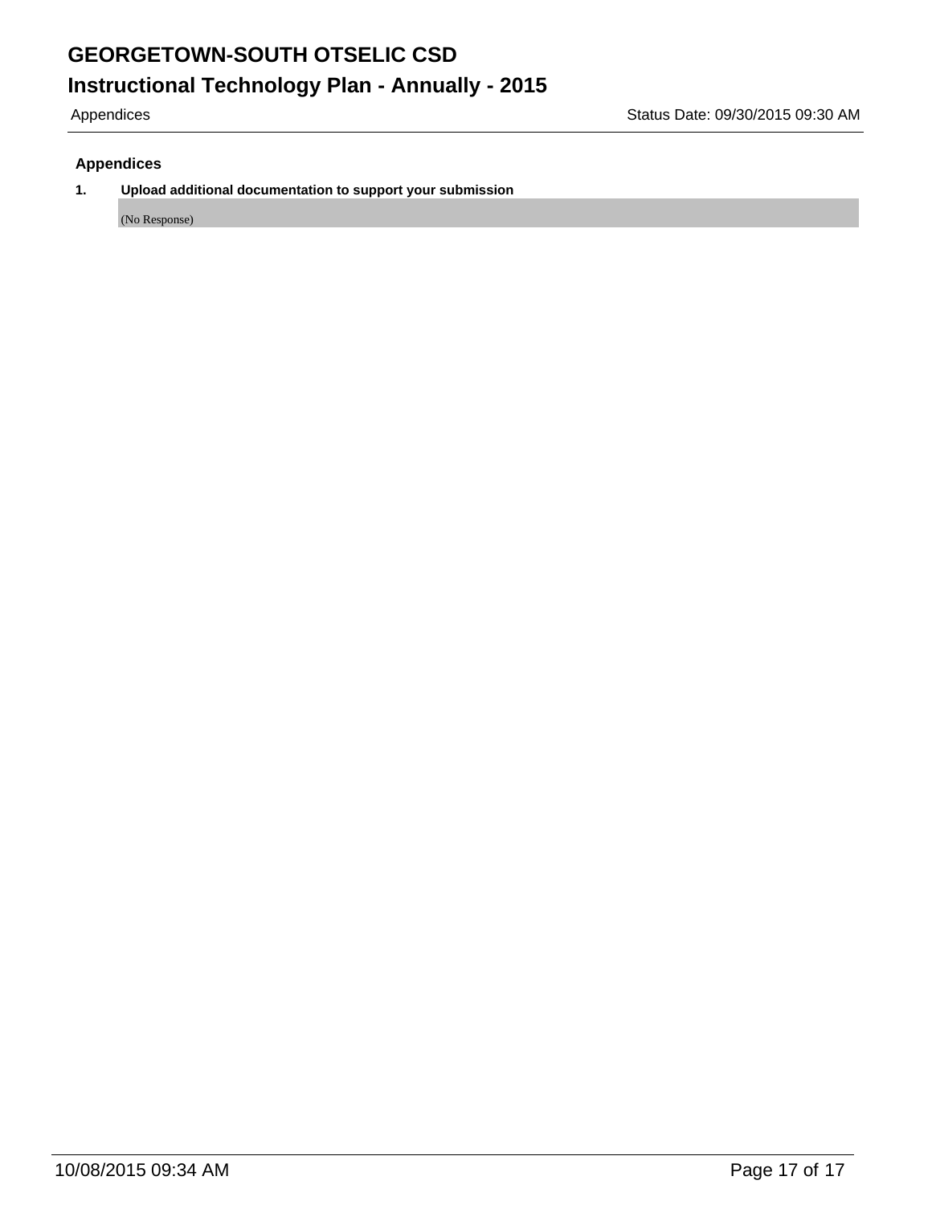## Appendices

1. **Upload additional documentation to support your submission**

(No Response)